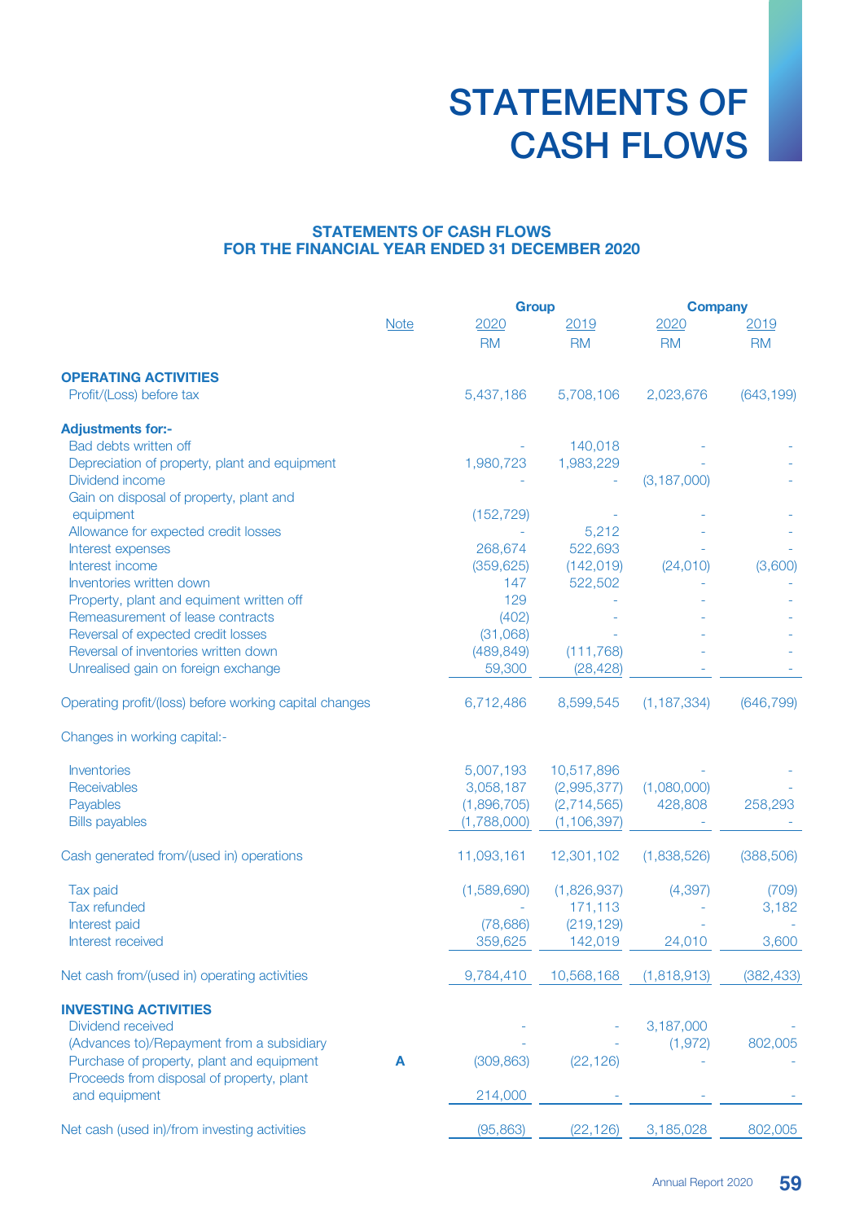# STATEMENTS OF CASH FLOWS

## STATEMENTS OF CASH FLOWS FOR THE FINANCIAL YEAR ENDED 31 DECEMBER 2020

| | Note | Group | | Company | |
|---|---|---|---|---|---|
| | | 2020 | 2019 | 2020 | 2019 |
| | | RM | RM | RM | RM |
| **OPERATING ACTIVITIES** | | | | | |
| Profit/(Loss) before tax | | 5,437,186 | 5,708,106 | 2,023,676 | (643,199) |
| **Adjustments for:-** | | | | | |
| Bad debts written off | | - | 140,018 | - | - |
| Depreciation of property, plant and equipment | | 1,980,723 | 1,983,229 | - | - |
| Dividend income | | - | - | (3,187,000) | - |
| Gain on disposal of property, plant and equipment | | (152,729) | - | - | - |
| Allowance for expected credit losses | | - | 5,212 | - | - |
| Interest expenses | | 268,674 | 522,693 | - | - |
| Interest income | | (359,625) | (142,019) | (24,010) | (3,600) |
| Inventories written down | | 147 | 522,502 | - | - |
| Property, plant and equiment written off | | 129 | - | - | - |
| Remeasurement of lease contracts | | (402) | - | - | - |
| Reversal of expected credit losses | | (31,068) | - | - | - |
| Reversal of inventories written down | | (489,849) | (111,768) | - | - |
| Unrealised gain on foreign exchange | | 59,300 | (28,428) | - | - |
| Operating profit/(loss) before working capital changes | | 6,712,486 | 8,599,545 | (1,187,334) | (646,799) |
| Changes in working capital:- | | | | | |
| Inventories | | 5,007,193 | 10,517,896 | - | - |
| Receivables | | 3,058,187 | (2,995,377) | (1,080,000) | - |
| Payables | | (1,896,705) | (2,714,565) | 428,808 | 258,293 |
| Bills payables | | (1,788,000) | (1,106,397) | - | - |
| Cash generated from/(used in) operations | | 11,093,161 | 12,301,102 | (1,838,526) | (388,506) |
| Tax paid | | (1,589,690) | (1,826,937) | (4,397) | (709) |
| Tax refunded | | - | 171,113 | - | 3,182 |
| Interest paid | | (78,686) | (219,129) | - | - |
| Interest received | | 359,625 | 142,019 | 24,010 | 3,600 |
| Net cash from/(used in) operating activities | | 9,784,410 | 10,568,168 | (1,818,913) | (382,433) |
| **INVESTING ACTIVITIES** | | | | | |
| Dividend received | | - | - | 3,187,000 | - |
| (Advances to)/Repayment from a subsidiary | | - | - | (1,972) | 802,005 |
| Purchase of property, plant and equipment | A | (309,863) | (22,126) | - | - |
| Proceeds from disposal of property, plant and equipment | | 214,000 | - | - | - |
| Net cash (used in)/from investing activities | | (95,863) | (22,126) | 3,185,028 | 802,005 |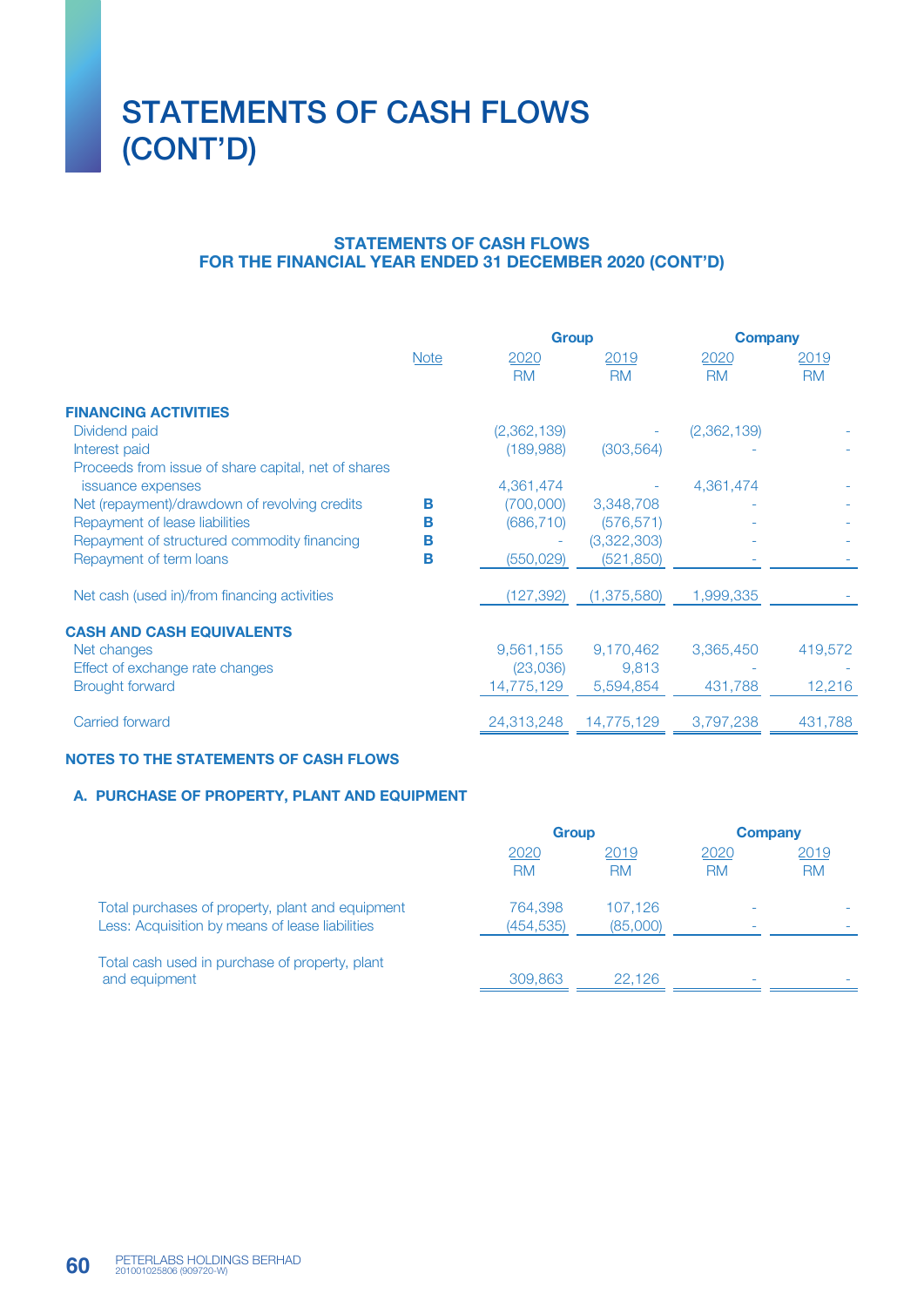# STATEMENTS OF CASH FLOWS (CONT'D)

## STATEMENTS OF CASH FLOWS FOR THE FINANCIAL YEAR ENDED 31 DECEMBER 2020 (CONT'D)

| | Note | Group 2020 RM | Group 2019 RM | Company 2020 RM | Company 2019 RM |
|---|---|---|---|---|---|
| **FINANCING ACTIVITIES** | | | | | |
| Dividend paid | | (2,362,139) | - | (2,362,139) | - |
| Interest paid | | (189,988) | (303,564) | - | - |
| Proceeds from issue of share capital, net of shares issuance expenses | | 4,361,474 | - | 4,361,474 | - |
| Net (repayment)/drawdown of revolving credits | B | (700,000) | 3,348,708 | - | - |
| Repayment of lease liabilities | B | (686,710) | (576,571) | - | - |
| Repayment of structured commodity financing | B | - | (3,322,303) | - | - |
| Repayment of term loans | B | (550,029) | (521,850) | - | - |
| Net cash (used in)/from financing activities | | (127,392) | (1,375,580) | 1,999,335 | - |
| **CASH AND CASH EQUIVALENTS** | | | | | |
| Net changes | | 9,561,155 | 9,170,462 | 3,365,450 | 419,572 |
| Effect of exchange rate changes | | (23,036) | 9,813 | - | - |
| Brought forward | | 14,775,129 | 5,594,854 | 431,788 | 12,216 |
| Carried forward | | 24,313,248 | 14,775,129 | 3,797,238 | 431,788 |

### NOTES TO THE STATEMENTS OF CASH FLOWS

#### A. PURCHASE OF PROPERTY, PLANT AND EQUIPMENT

| | Group 2020 RM | Group 2019 RM | Company 2020 RM | Company 2019 RM |
|---|---|---|---|---|
| Total purchases of property, plant and equipment | 764,398 | 107,126 | - | - |
| Less: Acquisition by means of lease liabilities | (454,535) | (85,000) | - | - |
| Total cash used in purchase of property, plant and equipment | 309,863 | 22,126 | - | - |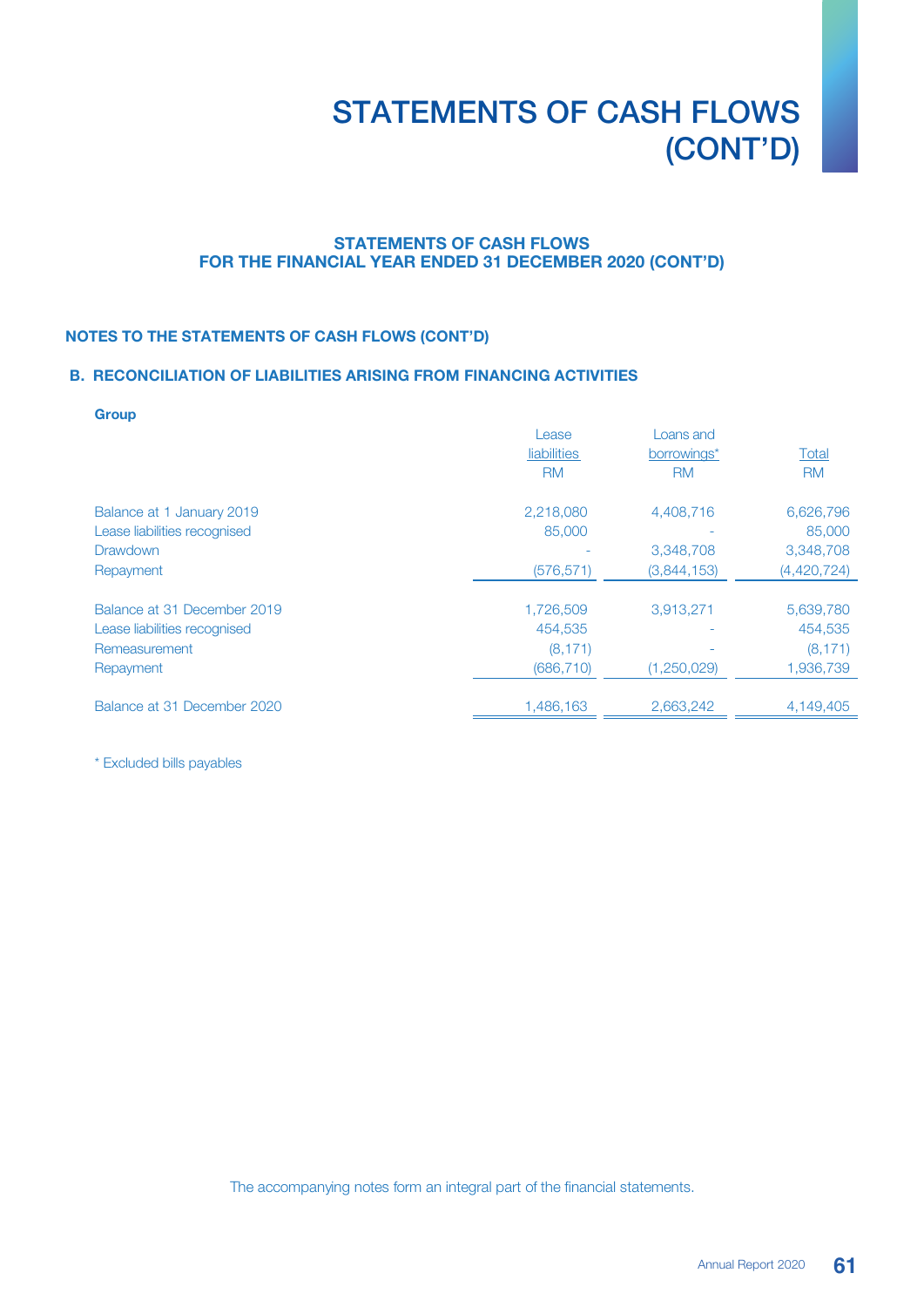# STATEMENTS OF CASH FLOWS (CONT'D)

### STATEMENTS OF CASH FLOWS
### FOR THE FINANCIAL YEAR ENDED 31 DECEMBER 2020 (CONT'D)

**NOTES TO THE STATEMENTS OF CASH FLOWS (CONT'D)**

**B. RECONCILIATION OF LIABILITIES ARISING FROM FINANCING ACTIVITIES**

**Group**

| | Lease liabilities RM | Loans and borrowings* RM | Total RM |
|---|---|---|---|
| Balance at 1 January 2019 | 2,218,080 | 4,408,716 | 6,626,796 |
| Lease liabilities recognised | 85,000 | - | 85,000 |
| Drawdown | - | 3,348,708 | 3,348,708 |
| Repayment | (576,571) | (3,844,153) | (4,420,724) |
| Balance at 31 December 2019 | 1,726,509 | 3,913,271 | 5,639,780 |
| Lease liabilities recognised | 454,535 | - | 454,535 |
| Remeasurement | (8,171) | - | (8,171) |
| Repayment | (686,710) | (1,250,029) | 1,936,739 |
| Balance at 31 December 2020 | 1,486,163 | 2,663,242 | 4,149,405 |

\* Excluded bills payables

The accompanying notes form an integral part of the financial statements.